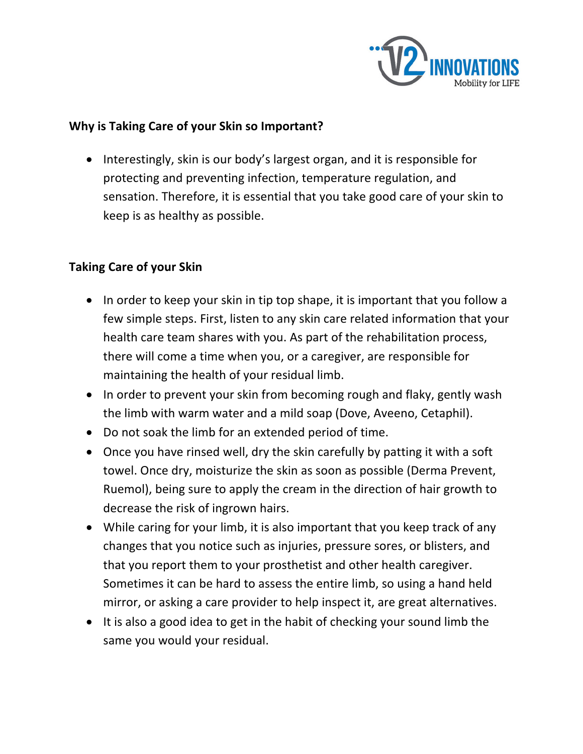## Why is Taking Care of your Skin so Important?

- Interestingly, skin is our body's largest organ, and it is responsible for protecting and preventing infection, temperature regulation, and sensation. Therefore, it is essential that you take good care of your skin to keep is as healthy as possible.

## Taking Care of your Skin

- In order to keep your skin in tip top shape, it is important that you follow a few simple steps. First, listen to any skin care related information that your health care team shares with you. As part of the rehabilitation process, there will come a time when you, or a caregiver, are responsible for maintaining the health of your residual limb.
- In order to prevent your skin from becoming rough and flaky, gently wash the limb with warm water and a mild soap (Dove, Aveeno, Cetaphil).
- Do not soak the limb for an extended period of time.
- Once you have rinsed well, dry the skin carefully by patting it with a soft towel. Once dry, moisturize the skin as soon as possible (Derma Prevent, Ruemol), being sure to apply the cream in the direction of hair growth to decrease the risk of ingrown hairs.
- While caring for your limb, it is also important that you keep track of any changes that you notice such as injuries, pressure sores, or blisters, and that you report them to your prosthetist and other health caregiver. Sometimes it can be hard to assess the entire limb, so using a hand held mirror, or asking a care provider to help inspect it, are great alternatives.
- It is also a good idea to get in the habit of checking your sound limb the same you would your residual.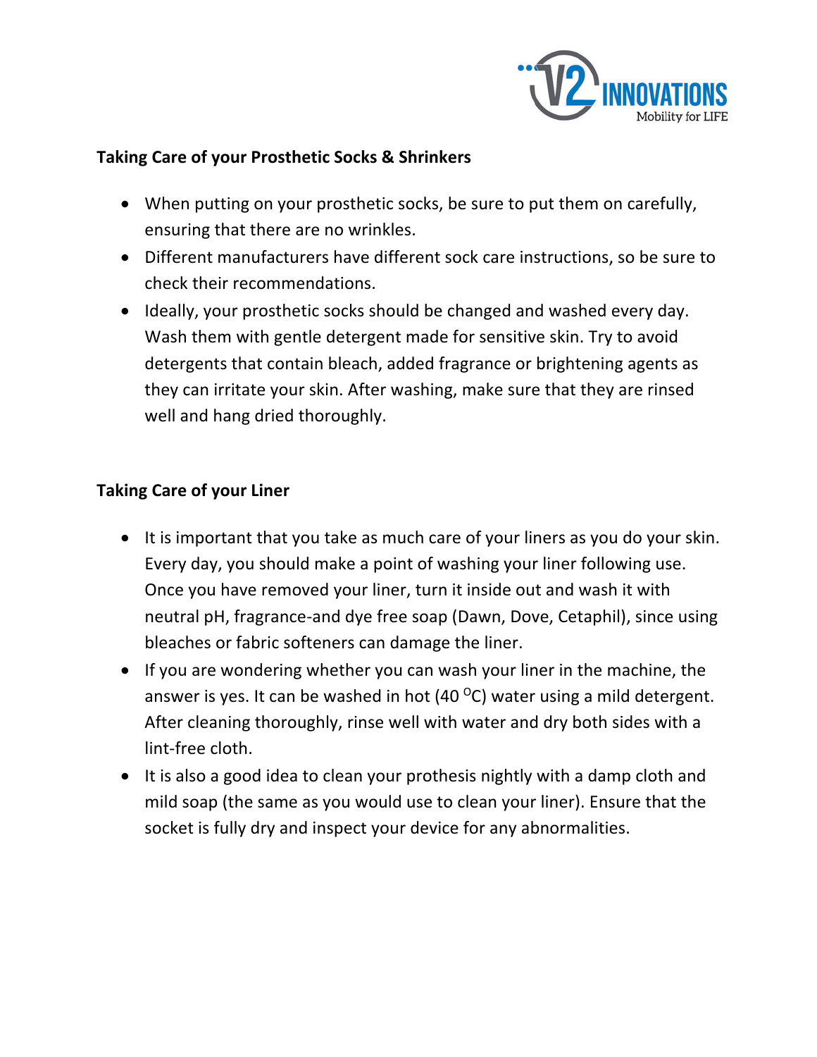**Taking Care of your Prosthetic Socks & Shrinkers**

- When putting on your prosthetic socks, be sure to put them on carefully, ensuring that there are no wrinkles.
- Different manufacturers have different sock care instructions, so be sure to check their recommendations.
- Ideally, your prosthetic socks should be changed and washed every day. Wash them with gentle detergent made for sensitive skin. Try to avoid detergents that contain bleach, added fragrance or brightening agents as they can irritate your skin. After washing, make sure that they are rinsed well and hang dried thoroughly.

**Taking Care of your Liner**

- It is important that you take as much care of your liners as you do your skin. Every day, you should make a point of washing your liner following use. Once you have removed your liner, turn it inside out and wash it with neutral pH, fragrance-and dye free soap (Dawn, Dove, Cetaphil), since using bleaches or fabric softeners can damage the liner.
- If you are wondering whether you can wash your liner in the machine, the answer is yes. It can be washed in hot (40 $^{O}$C) water using a mild detergent. After cleaning thoroughly, rinse well with water and dry both sides with a lint-free cloth.
- It is also a good idea to clean your prothesis nightly with a damp cloth and mild soap (the same as you would use to clean your liner). Ensure that the socket is fully dry and inspect your device for any abnormalities.